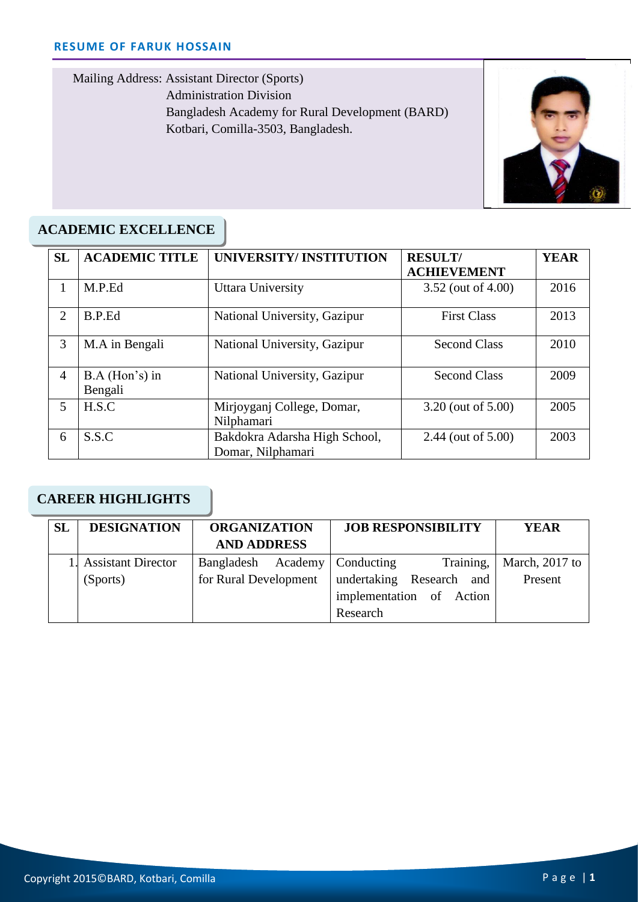# RESUME OF FARUK HOSSAIN

Mailing Address: Assistant Director (Sports)
Administration Division
Bangladesh Academy for Rural Development (BARD)
Kotbari, Comilla-3503, Bangladesh.

## ACADEMIC EXCELLENCE

| SL | ACADEMIC TITLE | UNIVERSITY/ INSTITUTION | RESULT/ ACHIEVEMENT | YEAR |
|---|---|---|---|---|
| 1 | M.P.Ed | Uttara University | 3.52 (out of 4.00) | 2016 |
| 2 | B.P.Ed | National University, Gazipur | First Class | 2013 |
| 3 | M.A in Bengali | National University, Gazipur | Second Class | 2010 |
| 4 | B.A (Hon's) in Bengali | National University, Gazipur | Second Class | 2009 |
| 5 | H.S.C | Mirjoyganj College, Domar, Nilphamari | 3.20 (out of 5.00) | 2005 |
| 6 | S.S.C | Bakdokra Adarsha High School, Domar, Nilphamari | 2.44 (out of 5.00) | 2003 |

## CAREER HIGHLIGHTS

| SL | DESIGNATION | ORGANIZATION AND ADDRESS | JOB RESPONSIBILITY | YEAR |
|---|---|---|---|---|
| 1. | Assistant Director (Sports) | Bangladesh Academy for Rural Development | Conducting Training, undertaking Research and implementation of Action Research | March, 2017 to Present |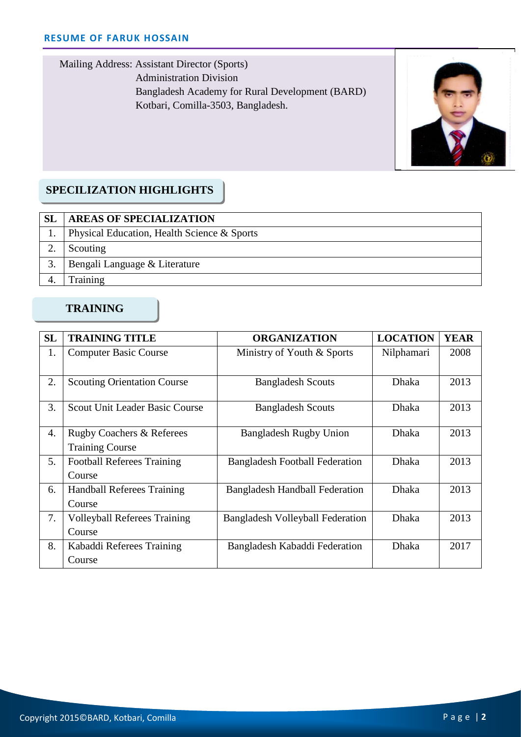Mailing Address: Assistant Director (Sports)
Administration Division
Bangladesh Academy for Rural Development (BARD)
Kotbari, Comilla-3503, Bangladesh.

## SPECILIZATION HIGHLIGHTS

| SL | AREAS OF SPECIALIZATION |
|---|---|
| 1. | Physical Education, Health Science & Sports |
| 2. | Scouting |
| 3. | Bengali Language & Literature |
| 4. | Training |

## TRAINING

| SL | TRAINING TITLE | ORGANIZATION | LOCATION | YEAR |
|---|---|---|---|---|
| 1. | Computer Basic Course | Ministry of Youth & Sports | Nilphamari | 2008 |
| 2. | Scouting Orientation Course | Bangladesh Scouts | Dhaka | 2013 |
| 3. | Scout Unit Leader Basic Course | Bangladesh Scouts | Dhaka | 2013 |
| 4. | Rugby Coachers & Referees Training Course | Bangladesh Rugby Union | Dhaka | 2013 |
| 5. | Football Referees Training Course | Bangladesh Football Federation | Dhaka | 2013 |
| 6. | Handball Referees Training Course | Bangladesh Handball Federation | Dhaka | 2013 |
| 7. | Volleyball Referees Training Course | Bangladesh Volleyball Federation | Dhaka | 2013 |
| 8. | Kabaddi Referees Training Course | Bangladesh Kabaddi Federation | Dhaka | 2017 |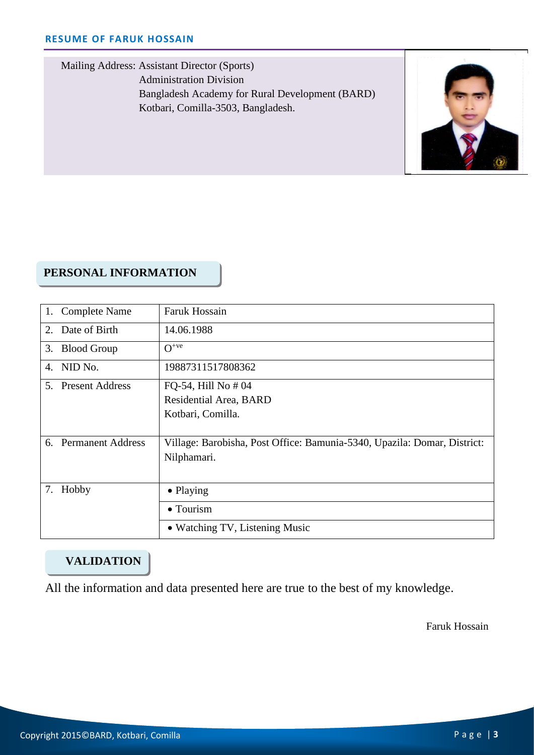## RESUME OF FARUK HOSSAIN

Mailing Address: Assistant Director (Sports)
Administration Division
Bangladesh Academy for Rural Development (BARD)
Kotbari, Comilla-3503, Bangladesh.

## PERSONAL INFORMATION

| | |
|---|---|
| 1. Complete Name | Faruk Hossain |
| 2. Date of Birth | 14.06.1988 |
| 3. Blood Group | $O^{+ve}$ |
| 4. NID No. | 19887311517808362 |
| 5. Present Address | FQ-54, Hill No # 04<br>Residential Area, BARD<br>Kotbari, Comilla. |
| 6. Permanent Address | Village: Barobisha, Post Office: Bamunia-5340, Upazila: Domar, District: Nilphamari. |
| 7. Hobby | • Playing |
| | • Tourism |
| | • Watching TV, Listening Music |

## VALIDATION

All the information and data presented here are true to the best of my knowledge.

Faruk Hossain